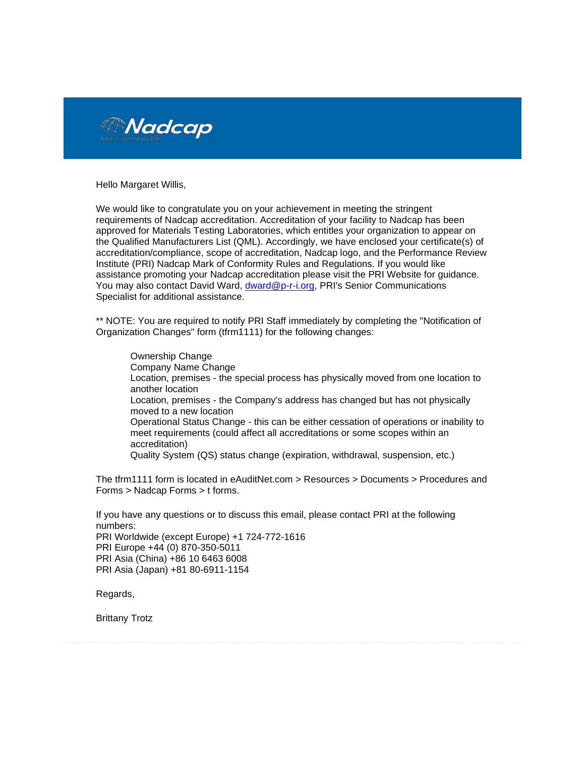Nadcap
Administered by PRI

Hello Margaret Willis,

We would like to congratulate you on your achievement in meeting the stringent requirements of Nadcap accreditation. Accreditation of your facility to Nadcap has been approved for Materials Testing Laboratories, which entitles your organization to appear on the Qualified Manufacturers List (QML). Accordingly, we have enclosed your certificate(s) of accreditation/compliance, scope of accreditation, Nadcap logo, and the Performance Review Institute (PRI) Nadcap Mark of Conformity Rules and Regulations. If you would like assistance promoting your Nadcap accreditation please visit the PRI Website for guidance. You may also contact David Ward, dward@p-r-i.org, PRI's Senior Communications Specialist for additional assistance.

** NOTE: You are required to notify PRI Staff immediately by completing the "Notification of Organization Changes" form (tfrm1111) for the following changes:

- Ownership Change
- Company Name Change
- Location, premises - the special process has physically moved from one location to another location
- Location, premises - the Company's address has changed but has not physically moved to a new location
- Operational Status Change - this can be either cessation of operations or inability to meet requirements (could affect all accreditations or some scopes within an accreditation)
- Quality System (QS) status change (expiration, withdrawal, suspension, etc.)

The tfrm1111 form is located in eAuditNet.com > Resources > Documents > Procedures and Forms > Nadcap Forms > t forms.

If you have any questions or to discuss this email, please contact PRI at the following numbers:
PRI Worldwide (except Europe) +1 724-772-1616
PRI Europe +44 (0) 870-350-5011
PRI Asia (China) +86 10 6463 6008
PRI Asia (Japan) +81 80-6911-1154

Regards,

Brittany Trotz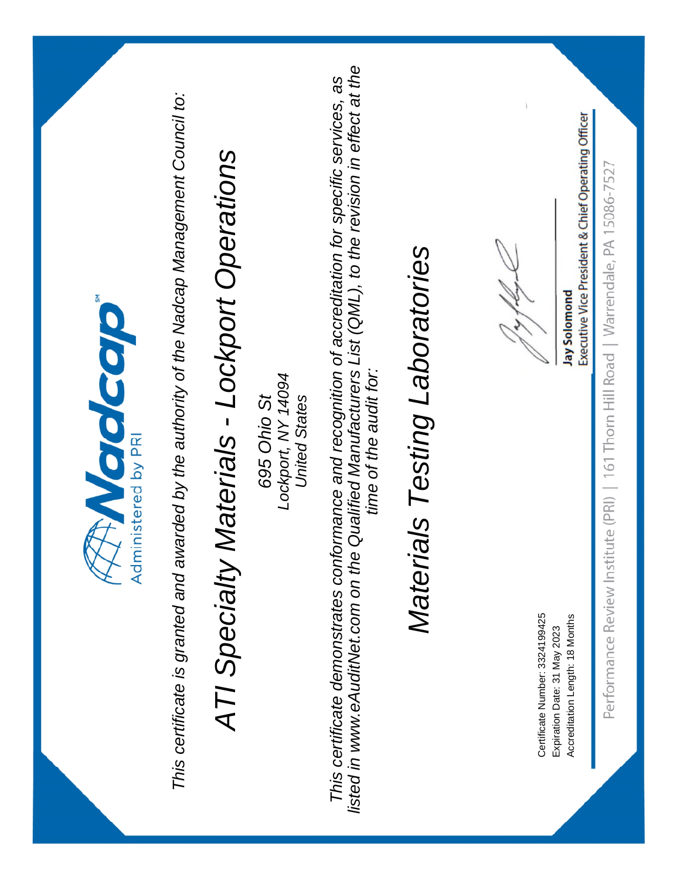Nadcap

Administered by PRI

*This certificate is granted and awarded by the authority of the Nadcap Management Council to:*

# *ATI Specialty Materials - Lockport Operations*

*695 Ohio St*
*Lockport, NY 14094*
*United States*

*This certificate demonstrates conformance and recognition of accreditation for specific services, as listed in www.eAuditNet.com on the Qualified Manufacturers List (QML), to the revision in effect at the time of the audit for:*

# *Materials Testing Laboratories*

Certificate Number: 3324199425
Expiration Date: 31 May 2023
Accreditation Length: 18 Months

**Jay Solomond**
Executive Vice President & Chief Operating Officer

Performance Review Institute (PRI) | 161 Thorn Hill Road | Warrendale, PA 15086-7527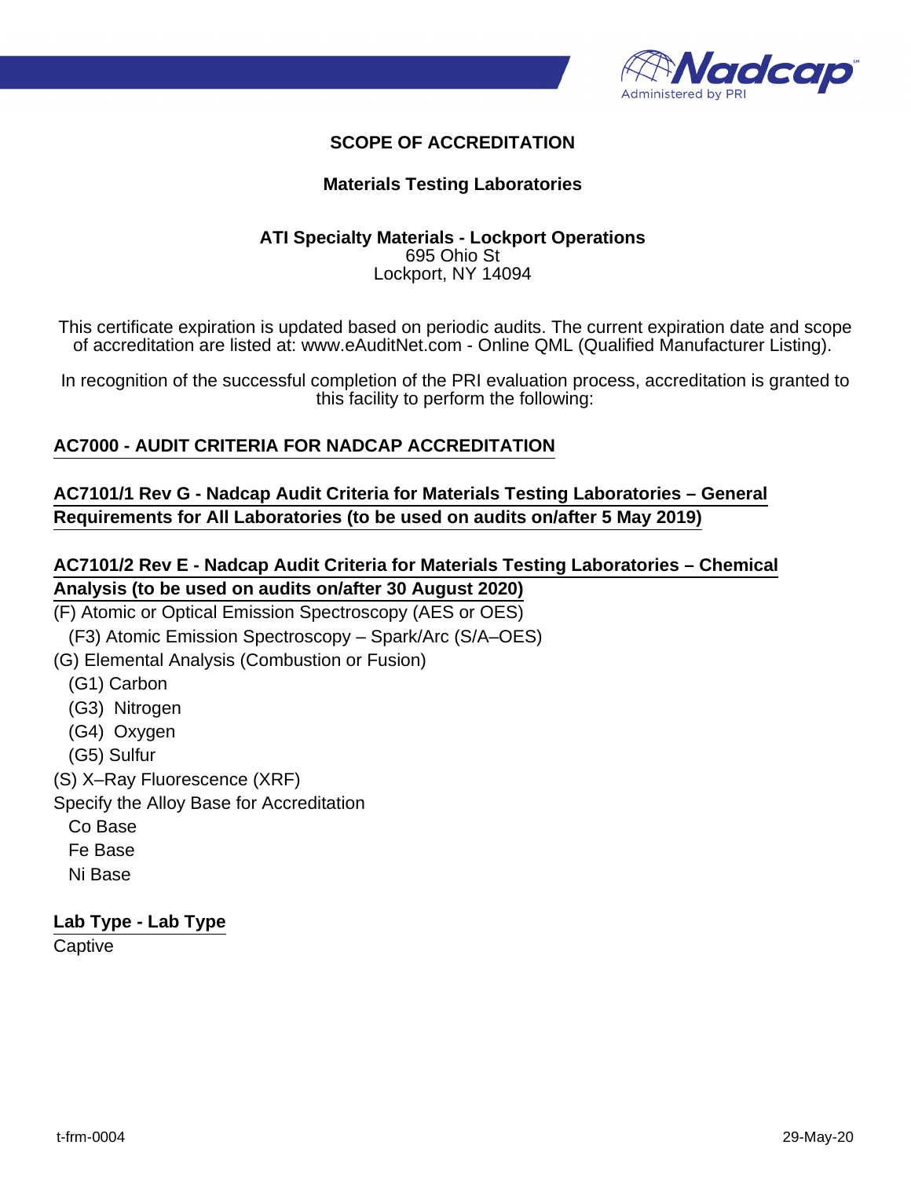**SCOPE OF ACCREDITATION**

**Materials Testing Laboratories**

**ATI Specialty Materials - Lockport Operations**
695 Ohio St
Lockport, NY 14094

This certificate expiration is updated based on periodic audits. The current expiration date and scope of accreditation are listed at: www.eAuditNet.com - Online QML (Qualified Manufacturer Listing).

In recognition of the successful completion of the PRI evaluation process, accreditation is granted to this facility to perform the following:

**AC7000 - AUDIT CRITERIA FOR NADCAP ACCREDITATION**

**AC7101/1 Rev G - Nadcap Audit Criteria for Materials Testing Laboratories – General Requirements for All Laboratories (to be used on audits on/after 5 May 2019)**

**AC7101/2 Rev E - Nadcap Audit Criteria for Materials Testing Laboratories – Chemical Analysis (to be used on audits on/after 30 August 2020)**

(F) Atomic or Optical Emission Spectroscopy (AES or OES)
- (F3) Atomic Emission Spectroscopy – Spark/Arc (S/A–OES)

(G) Elemental Analysis (Combustion or Fusion)
- (G1) Carbon
- (G3) Nitrogen
- (G4) Oxygen
- (G5) Sulfur

(S) X–Ray Fluorescence (XRF)

Specify the Alloy Base for Accreditation
- Co Base
- Fe Base
- Ni Base

**Lab Type - Lab Type**

Captive

t-frm-0004 29-May-20